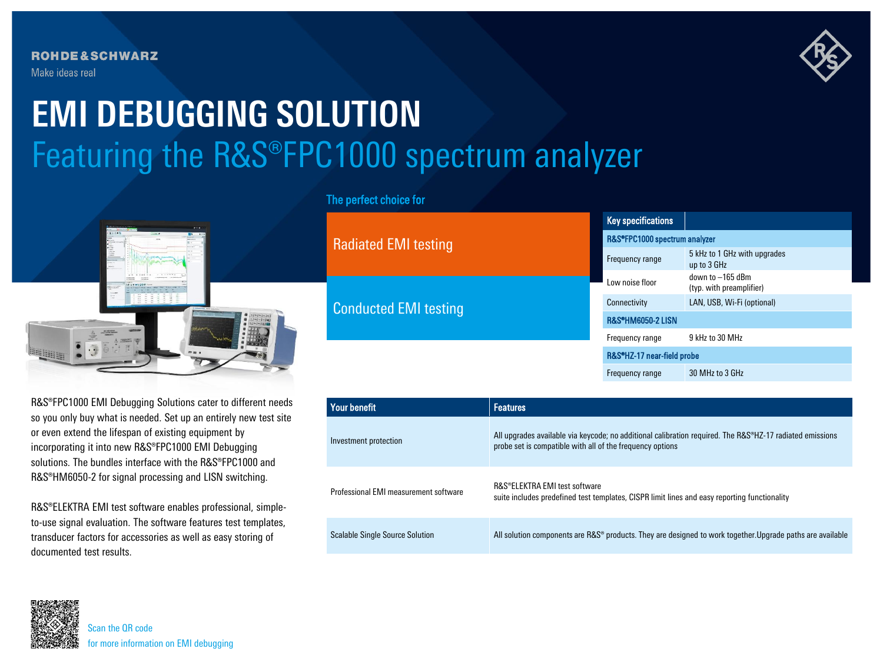ROHDE&SCHWARZ

Make ideas real

# EMI DEBUGGING SOLUTION

## Featuring the R&S®FPC1000 spectrum analyzer

### The perfect choice for

- Radiated EMI testing
- Conducted EMI testing

| Key specifications | |
|---|---|
| **R&S®FPC1000 spectrum analyzer** | |
| Frequency range | 5 kHz to 1 GHz with upgrades up to 3 GHz |
| Low noise floor | down to –165 dBm (typ. with preamplifier) |
| Connectivity | LAN, USB, Wi-Fi (optional) |
| **R&S®HM6050-2 LISN** | |
| Frequency range | 9 kHz to 30 MHz |
| **R&S®HZ-17 near-field probe** | |
| Frequency range | 30 MHz to 3 GHz |

R&S®FPC1000 EMI Debugging Solutions cater to different needs so you only buy what is needed. Set up an entirely new test site or even extend the lifespan of existing equipment by incorporating it into new R&S®FPC1000 EMI Debugging solutions. The bundles interface with the R&S®FPC1000 and R&S®HM6050-2 for signal processing and LISN switching.

R&S®ELEKTRA EMI test software enables professional, simple-to-use signal evaluation. The software features test templates, transducer factors for accessories as well as easy storing of documented test results.

| Your benefit | Features |
|---|---|
| Investment protection | All upgrades available via keycode; no additional calibration required. The R&S®HZ-17 radiated emissions probe set is compatible with all of the frequency options |
| Professional EMI measurement software | R&S®ELEKTRA EMI test software suite includes predefined test templates, CISPR limit lines and easy reporting functionality |
| Scalable Single Source Solution | All solution components are R&S® products. They are designed to work together.Upgrade paths are available |

Scan the QR code
for more information on EMI debugging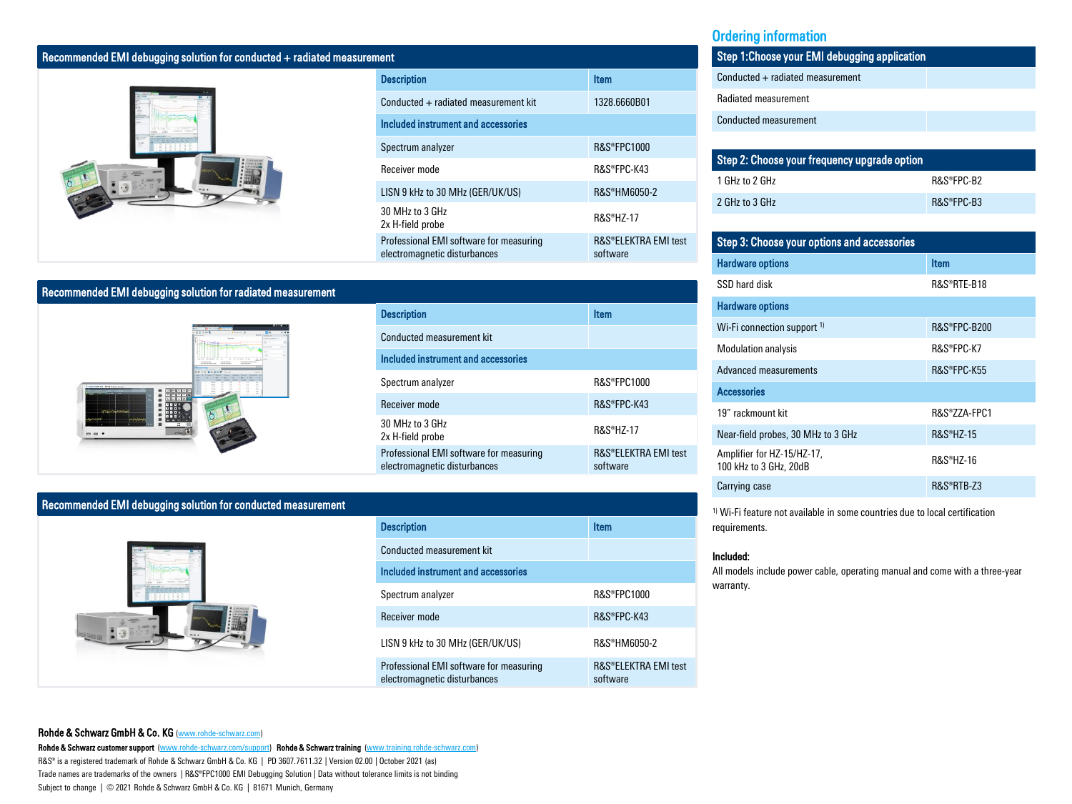## Recommended EMI debugging solution for conducted + radiated measurement

| Description | Item |
|---|---|
| Conducted + radiated measurement kit | 1328.6660B01 |
| **Included instrument and accessories** | |
| Spectrum analyzer | R&S®FPC1000 |
| Receiver mode | R&S®FPC-K43 |
| LISN 9 kHz to 30 MHz (GER/UK/US) | R&S®HM6050-2 |
| 30 MHz to 3 GHz 2x H-field probe | R&S®HZ-17 |
| Professional EMI software for measuring electromagnetic disturbances | R&S®ELEKTRA EMI test software |

## Recommended EMI debugging solution for radiated measurement

| Description | Item |
|---|---|
| Conducted measurement kit | |
| **Included instrument and accessories** | |
| Spectrum analyzer | R&S®FPC1000 |
| Receiver mode | R&S®FPC-K43 |
| 30 MHz to 3 GHz 2x H-field probe | R&S®HZ-17 |
| Professional EMI software for measuring electromagnetic disturbances | R&S®ELEKTRA EMI test software |

## Recommended EMI debugging solution for conducted measurement

| Description | Item |
|---|---|
| Conducted measurement kit | |
| **Included instrument and accessories** | |
| Spectrum analyzer | R&S®FPC1000 |
| Receiver mode | R&S®FPC-K43 |
| LISN 9 kHz to 30 MHz (GER/UK/US) | R&S®HM6050-2 |
| Professional EMI software for measuring electromagnetic disturbances | R&S®ELEKTRA EMI test software |

## Ordering information

### Step 1:Choose your EMI debugging application

| | |
|---|---|
| Conducted + radiated measurement | |
| Radiated measurement | |
| Conducted measurement | |

### Step 2: Choose your frequency upgrade option

| | |
|---|---|
| 1 GHz to 2 GHz | R&S®FPC-B2 |
| 2 GHz to 3 GHz | R&S®FPC-B3 |

### Step 3: Choose your options and accessories

| Hardware options | Item |
|---|---|
| SSD hard disk | R&S®RTE-B18 |
| **Hardware options** | |
| Wi-Fi connection support [1] | R&S®FPC-B200 |
| Modulation analysis | R&S®FPC-K7 |
| Advanced measurements | R&S®FPC-K55 |
| **Accessories** | |
| 19" rackmount kit | R&S®ZZA-FPC1 |
| Near-field probes, 30 MHz to 3 GHz | R&S®HZ-15 |
| Amplifier for HZ-15/HZ-17, 100 kHz to 3 GHz, 20dB | R&S®HZ-16 |
| Carrying case | R&S®RTB-Z3 |

[1] Wi-Fi feature not available in some countries due to local certification requirements.

**Included:**
All models include power cable, operating manual and come with a three-year warranty.

**Rohde & Schwarz GmbH & Co. KG** (www.rohde-schwarz.com)
**Rohde & Schwarz customer support** (www.rohde-schwarz.com/support) **Rohde & Schwarz training** (www.training.rohde-schwarz.com)
R&S® is a registered trademark of Rohde & Schwarz GmbH & Co. KG | PD 3607.7611.32 | Version 02.00 | October 2021 (as)
Trade names are trademarks of the owners | R&S®FPC1000 EMI Debugging Solution | Data without tolerance limits is not binding
Subject to change | © 2021 Rohde & Schwarz GmbH & Co. KG | 81671 Munich, Germany